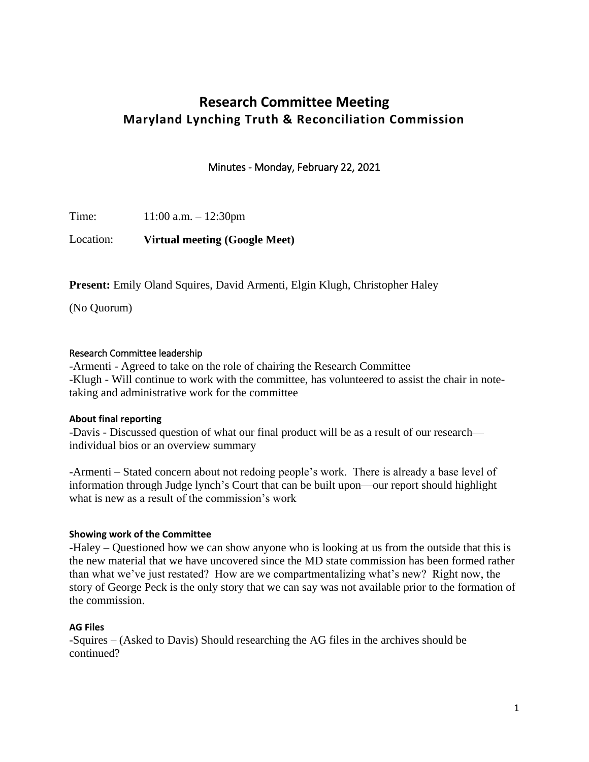# Research Committee Meeting

## Maryland Lynching Truth & Reconciliation Commission

Minutes - Monday, February 22, 2021

Time: 11:00 a.m. – 12:30pm

Location: **Virtual meeting (Google Meet)**

**Present:** Emily Oland Squires, David Armenti, Elgin Klugh, Christopher Haley

(No Quorum)

### Research Committee leadership

-Armenti - Agreed to take on the role of chairing the Research Committee

-Klugh - Will continue to work with the committee, has volunteered to assist the chair in note-taking and administrative work for the committee

### About final reporting

-Davis - Discussed question of what our final product will be as a result of our research—individual bios or an overview summary

-Armenti – Stated concern about not redoing people's work. There is already a base level of information through Judge lynch's Court that can be built upon—our report should highlight what is new as a result of the commission's work

### Showing work of the Committee

-Haley – Questioned how we can show anyone who is looking at us from the outside that this is the new material that we have uncovered since the MD state commission has been formed rather than what we've just restated? How are we compartmentalizing what's new? Right now, the story of George Peck is the only story that we can say was not available prior to the formation of the commission.

### AG Files

-Squires – (Asked to Davis) Should researching the AG files in the archives should be continued?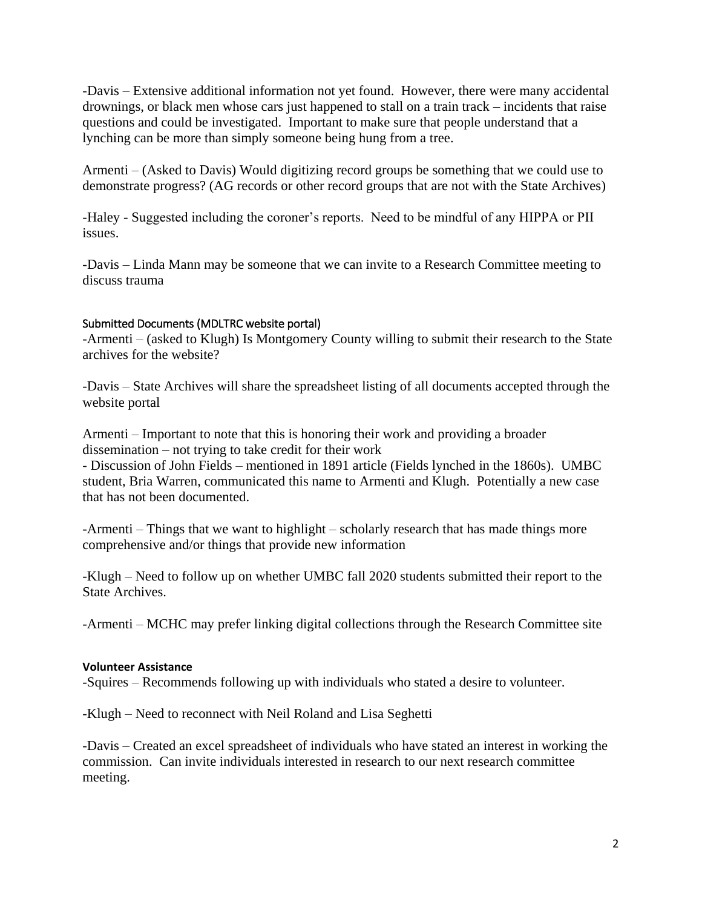-Davis – Extensive additional information not yet found. However, there were many accidental drownings, or black men whose cars just happened to stall on a train track – incidents that raise questions and could be investigated. Important to make sure that people understand that a lynching can be more than simply someone being hung from a tree.

Armenti – (Asked to Davis) Would digitizing record groups be something that we could use to demonstrate progress? (AG records or other record groups that are not with the State Archives)

-Haley - Suggested including the coroner's reports. Need to be mindful of any HIPPA or PII issues.

-Davis – Linda Mann may be someone that we can invite to a Research Committee meeting to discuss trauma

### Submitted Documents (MDLTRC website portal)

-Armenti – (asked to Klugh) Is Montgomery County willing to submit their research to the State archives for the website?

-Davis – State Archives will share the spreadsheet listing of all documents accepted through the website portal

Armenti – Important to note that this is honoring their work and providing a broader dissemination – not trying to take credit for their work

- Discussion of John Fields – mentioned in 1891 article (Fields lynched in the 1860s). UMBC student, Bria Warren, communicated this name to Armenti and Klugh. Potentially a new case that has not been documented.

-Armenti – Things that we want to highlight – scholarly research that has made things more comprehensive and/or things that provide new information

-Klugh – Need to follow up on whether UMBC fall 2020 students submitted their report to the State Archives.

-Armenti – MCHC may prefer linking digital collections through the Research Committee site

### Volunteer Assistance

-Squires – Recommends following up with individuals who stated a desire to volunteer.

-Klugh – Need to reconnect with Neil Roland and Lisa Seghetti

-Davis – Created an excel spreadsheet of individuals who have stated an interest in working the commission. Can invite individuals interested in research to our next research committee meeting.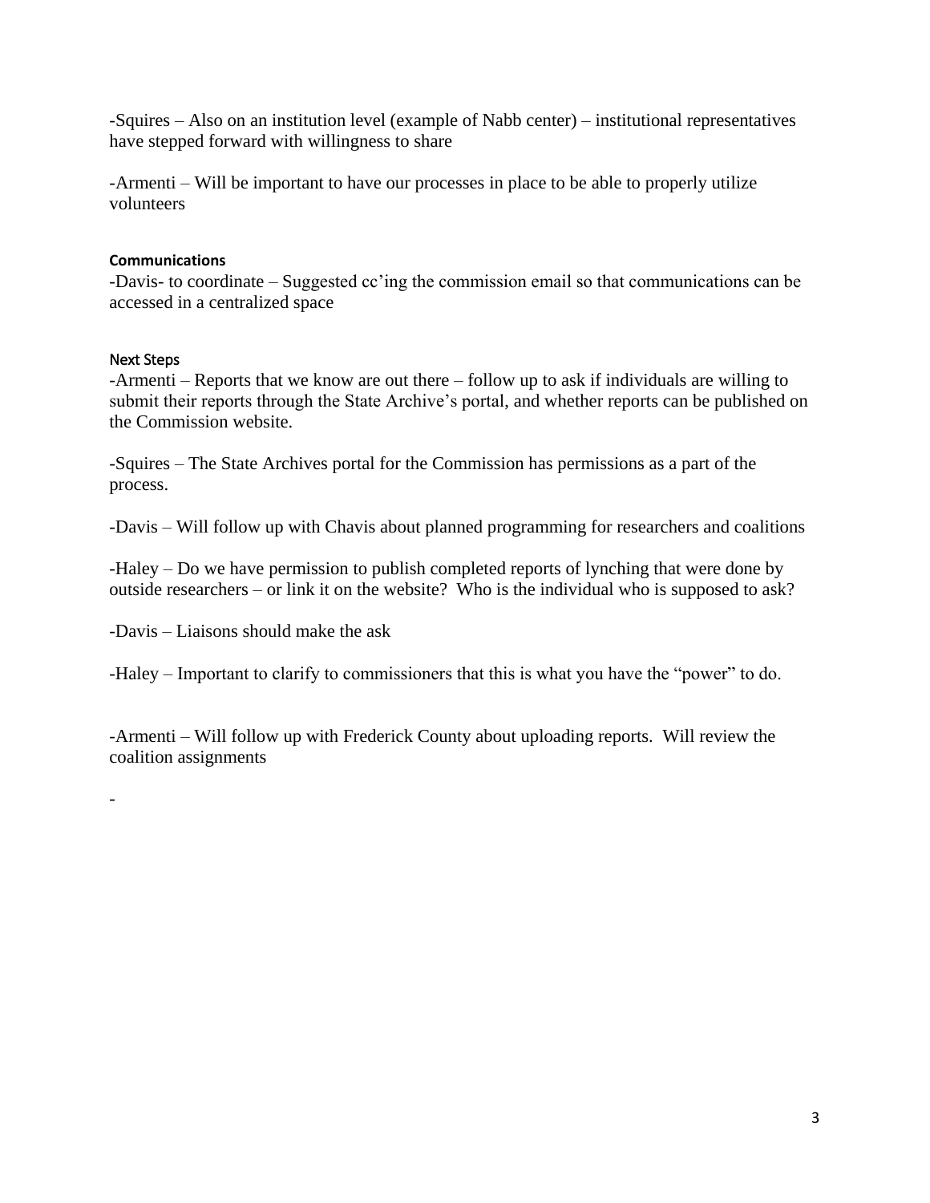-Squires – Also on an institution level (example of Nabb center) – institutional representatives have stepped forward with willingness to share

-Armenti – Will be important to have our processes in place to be able to properly utilize volunteers

**Communications**

-Davis- to coordinate – Suggested cc'ing the commission email so that communications can be accessed in a centralized space

### Next Steps

-Armenti – Reports that we know are out there – follow up to ask if individuals are willing to submit their reports through the State Archive's portal, and whether reports can be published on the Commission website.

-Squires – The State Archives portal for the Commission has permissions as a part of the process.

-Davis – Will follow up with Chavis about planned programming for researchers and coalitions

-Haley – Do we have permission to publish completed reports of lynching that were done by outside researchers – or link it on the website? Who is the individual who is supposed to ask?

-Davis – Liaisons should make the ask

-Haley – Important to clarify to commissioners that this is what you have the "power" to do.

-Armenti – Will follow up with Frederick County about uploading reports. Will review the coalition assignments

-